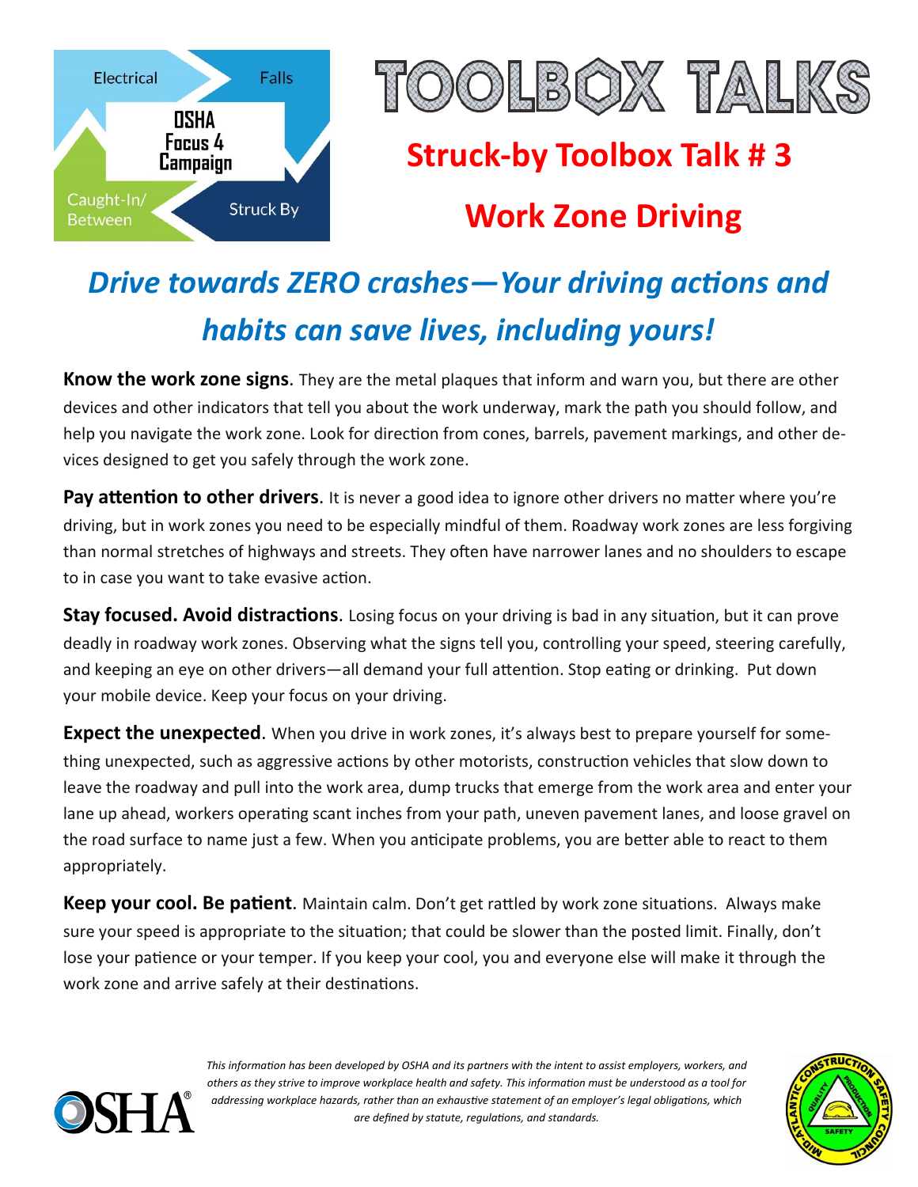# TOOLBOX TALKS

## Struck-by Toolbox Talk # 3

## Work Zone Driving

### *Drive towards ZERO crashes—Your driving actions and habits can save lives, including yours!*

**Know the work zone signs.** They are the metal plaques that inform and warn you, but there are other devices and other indicators that tell you about the work underway, mark the path you should follow, and help you navigate the work zone. Look for direction from cones, barrels, pavement markings, and other devices designed to get you safely through the work zone.

**Pay attention to other drivers.** It is never a good idea to ignore other drivers no matter where you're driving, but in work zones you need to be especially mindful of them. Roadway work zones are less forgiving than normal stretches of highways and streets. They often have narrower lanes and no shoulders to escape to in case you want to take evasive action.

**Stay focused. Avoid distractions.** Losing focus on your driving is bad in any situation, but it can prove deadly in roadway work zones. Observing what the signs tell you, controlling your speed, steering carefully, and keeping an eye on other drivers—all demand your full attention. Stop eating or drinking. Put down your mobile device. Keep your focus on your driving.

**Expect the unexpected.** When you drive in work zones, it's always best to prepare yourself for something unexpected, such as aggressive actions by other motorists, construction vehicles that slow down to leave the roadway and pull into the work area, dump trucks that emerge from the work area and enter your lane up ahead, workers operating scant inches from your path, uneven pavement lanes, and loose gravel on the road surface to name just a few. When you anticipate problems, you are better able to react to them appropriately.

**Keep your cool. Be patient.** Maintain calm. Don't get rattled by work zone situations. Always make sure your speed is appropriate to the situation; that could be slower than the posted limit. Finally, don't lose your patience or your temper. If you keep your cool, you and everyone else will make it through the work zone and arrive safely at their destinations.

*This information has been developed by OSHA and its partners with the intent to assist employers, workers, and others as they strive to improve workplace health and safety. This information must be understood as a tool for addressing workplace hazards, rather than an exhaustive statement of an employer's legal obligations, which are defined by statute, regulations, and standards.*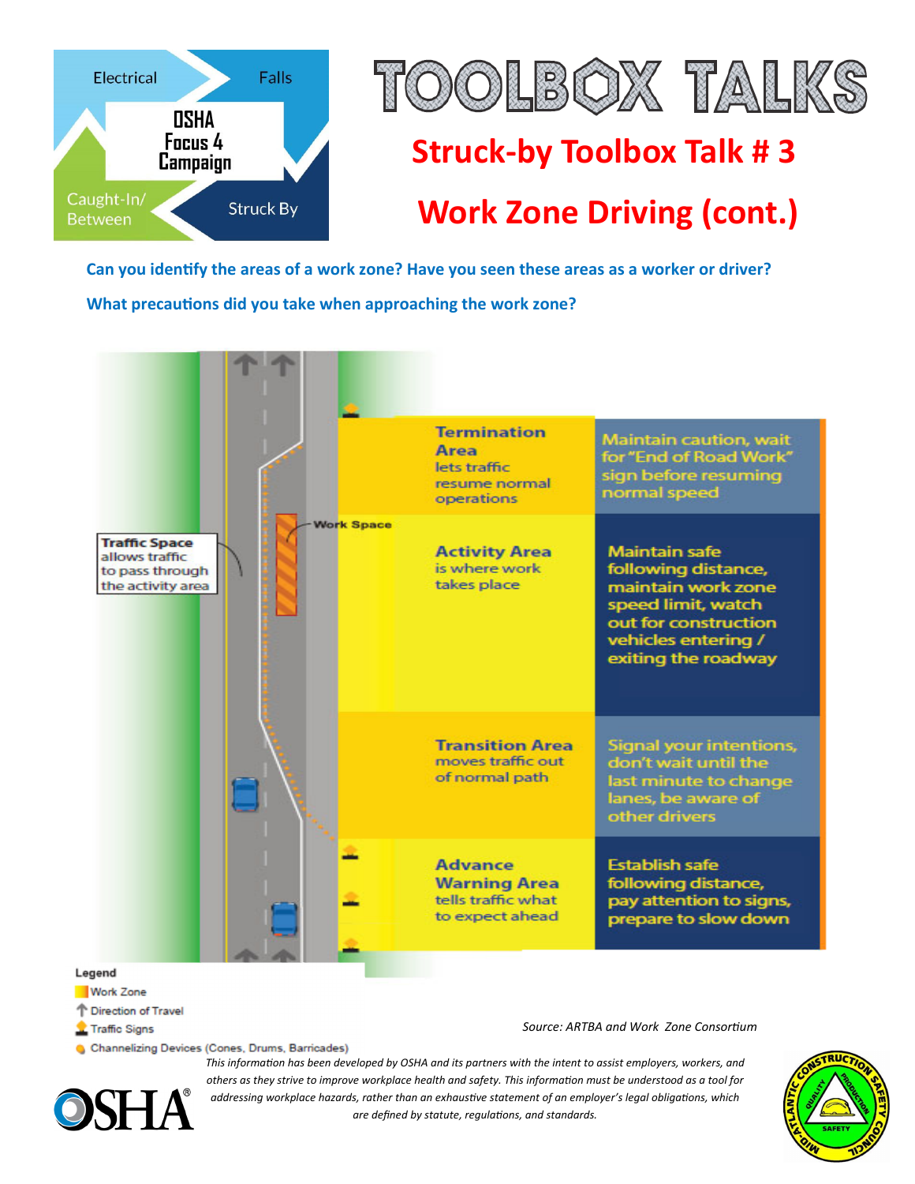Electrical

Falls

OSHA Focus 4 Campaign

Caught-In/ Between

Struck By

# TOOLBOX TALKS

## Struck-by Toolbox Talk # 3

## Work Zone Driving (cont.)

**Can you identify the areas of a work zone? Have you seen these areas as a worker or driver?**

**What precautions did you take when approaching the work zone?**

**Traffic Space** allows traffic to pass through the activity area

Work Space

| Area | Driver Guidance |
|---|---|
| **Termination Area** lets traffic resume normal operations | Maintain caution, wait for "End of Road Work" sign before resuming normal speed |
| **Activity Area** is where work takes place | Maintain safe following distance, maintain work zone speed limit, watch out for construction vehicles entering / exiting the roadway |
| **Transition Area** moves traffic out of normal path | Signal your intentions, don't wait until the last minute to change lanes, be aware of other drivers |
| **Advance Warning Area** tells traffic what to expect ahead | Establish safe following distance, pay attention to signs, prepare to slow down |

**Legend**

- Work Zone
- Direction of Travel
- Traffic Signs
- Channelizing Devices (Cones, Drums, Barricades)

*Source: ARTBA and Work Zone Consortium*

*This information has been developed by OSHA and its partners with the intent to assist employers, workers, and others as they strive to improve workplace health and safety. This information must be understood as a tool for addressing workplace hazards, rather than an exhaustive statement of an employer's legal obligations, which are defined by statute, regulations, and standards.*

OSHA®

MID-ATLANTIC CONSTRUCTION SAFETY COUNCIL — QUALITY PRODUCTION SAFETY